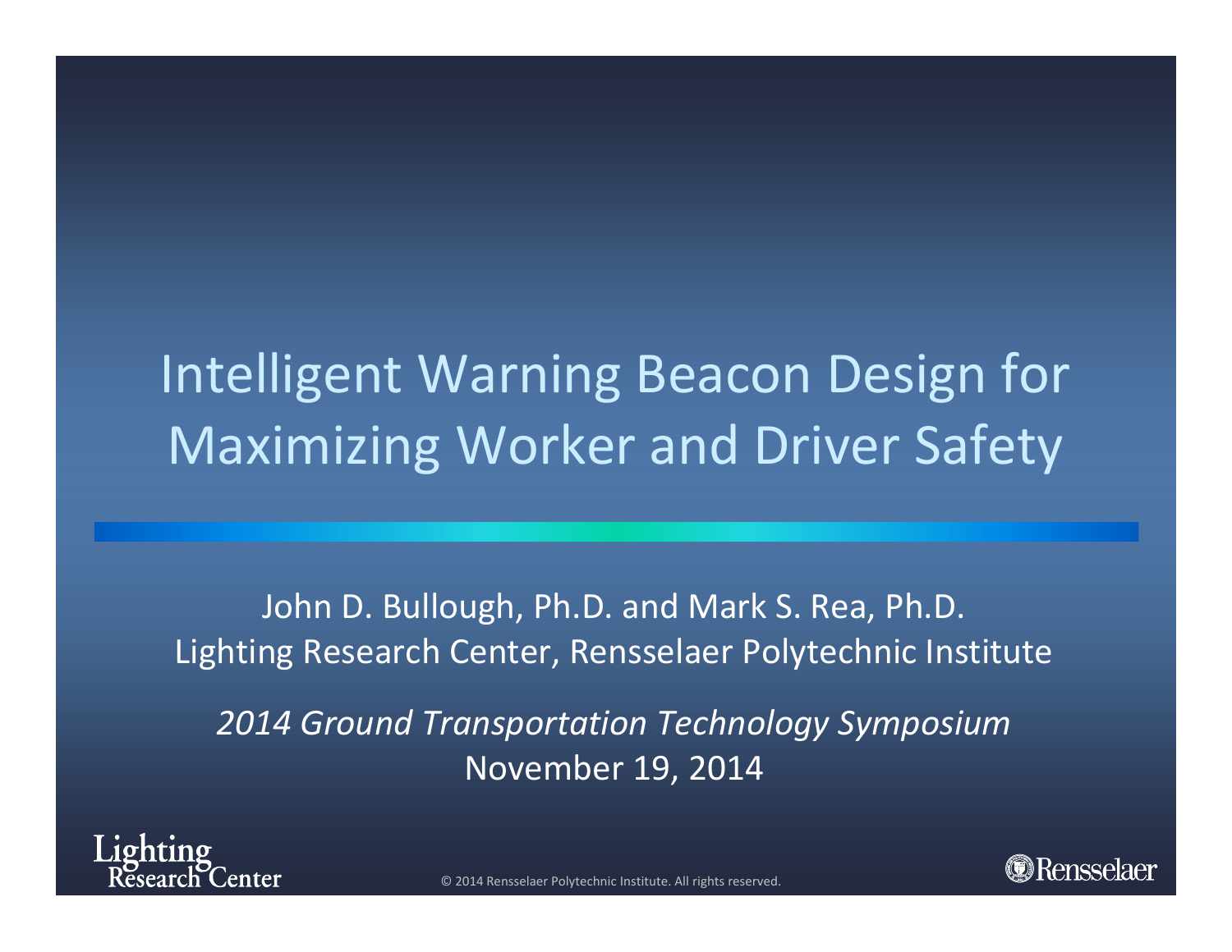# Intelligent Warning Beacon Design for Maximizing Worker and Driver Safety

John D. Bullough, Ph.D. and Mark S. Rea, Ph.D.
Lighting Research Center, Rensselaer Polytechnic Institute

*2014 Ground Transportation Technology Symposium*
November 19, 2014

© 2014 Rensselaer Polytechnic Institute. All rights reserved.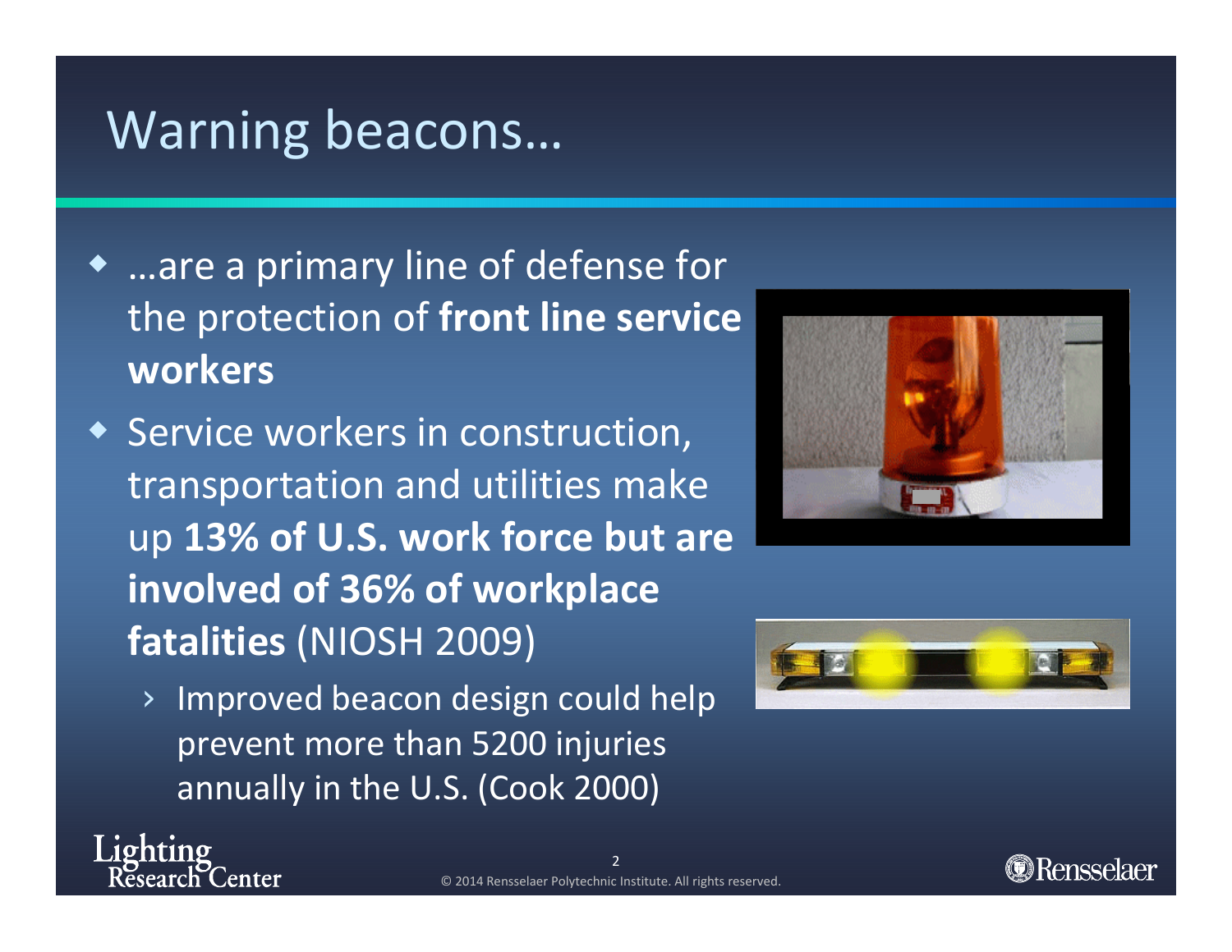# Warning beacons…

- …are a primary line of defense for the protection of **front line service workers**
- Service workers in construction, transportation and utilities make up **13% of U.S. work force but are involved of 36% of workplace fatalities** (NIOSH 2009)
  - Improved beacon design could help prevent more than 5200 injuries annually in the U.S. (Cook 2000)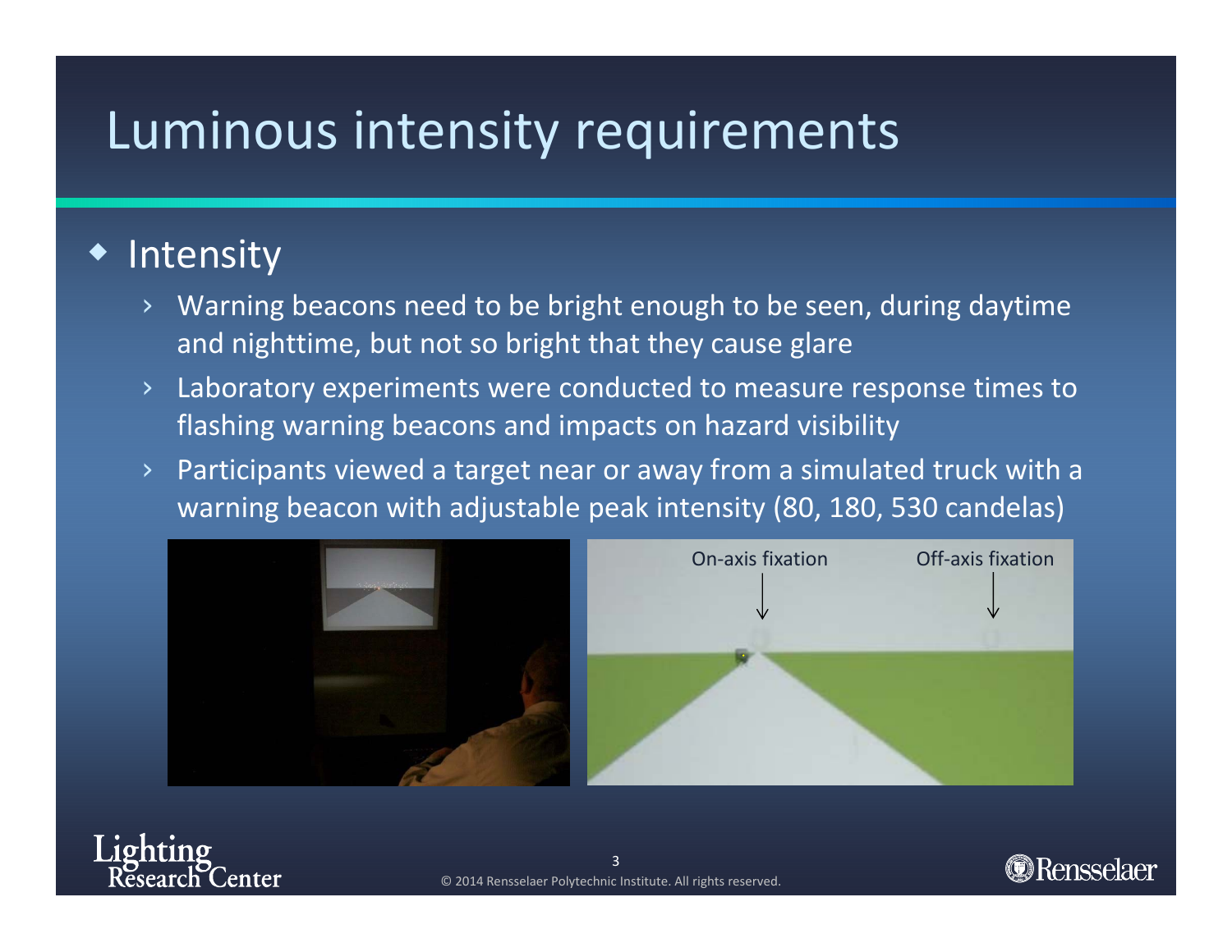# Luminous intensity requirements

- Intensity
  - Warning beacons need to be bright enough to be seen, during daytime and nighttime, but not so bright that they cause glare
  - Laboratory experiments were conducted to measure response times to flashing warning beacons and impacts on hazard visibility
  - Participants viewed a target near or away from a simulated truck with a warning beacon with adjustable peak intensity (80, 180, 530 candelas)

On-axis fixation

Off-axis fixation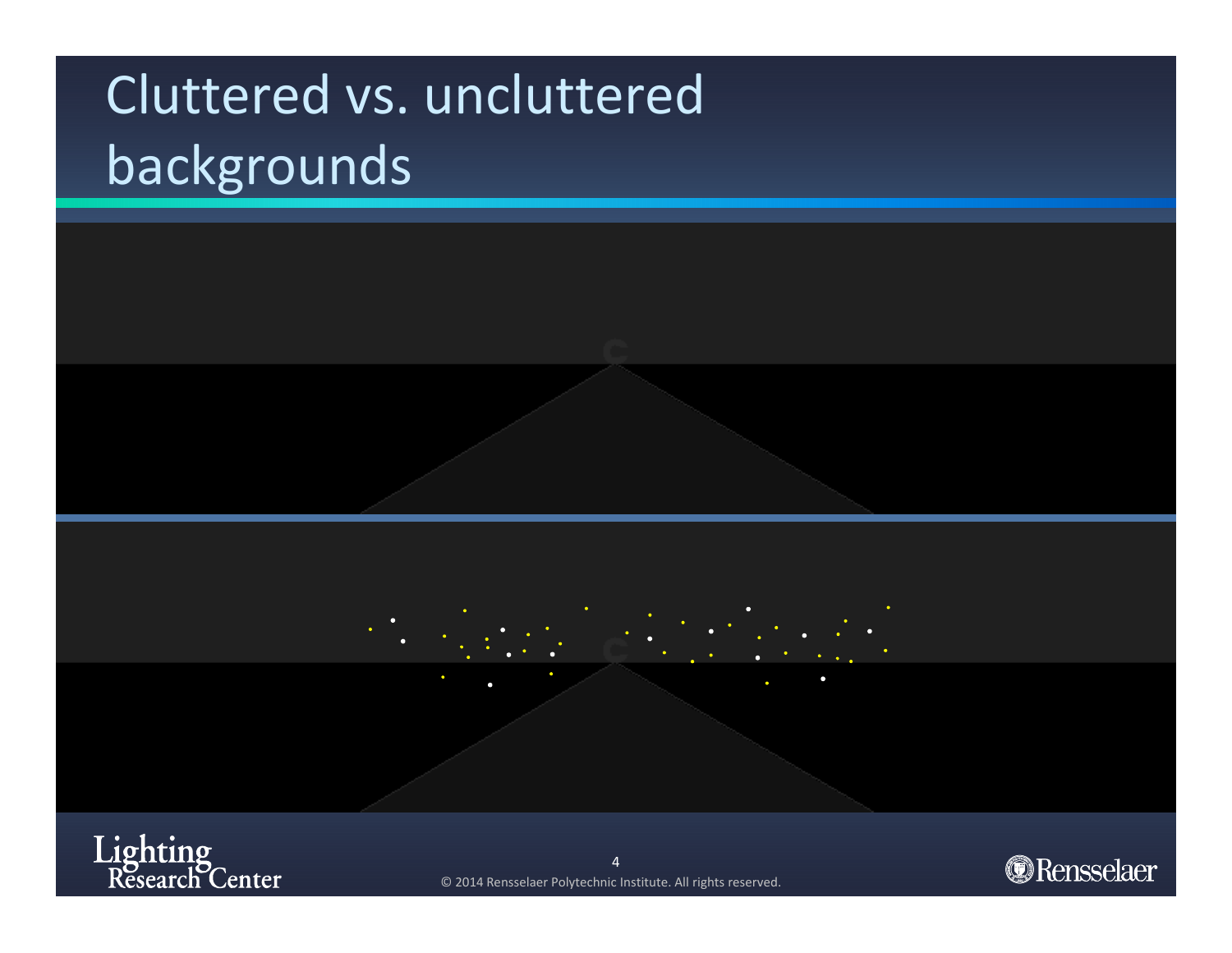# Cluttered vs. uncluttered backgrounds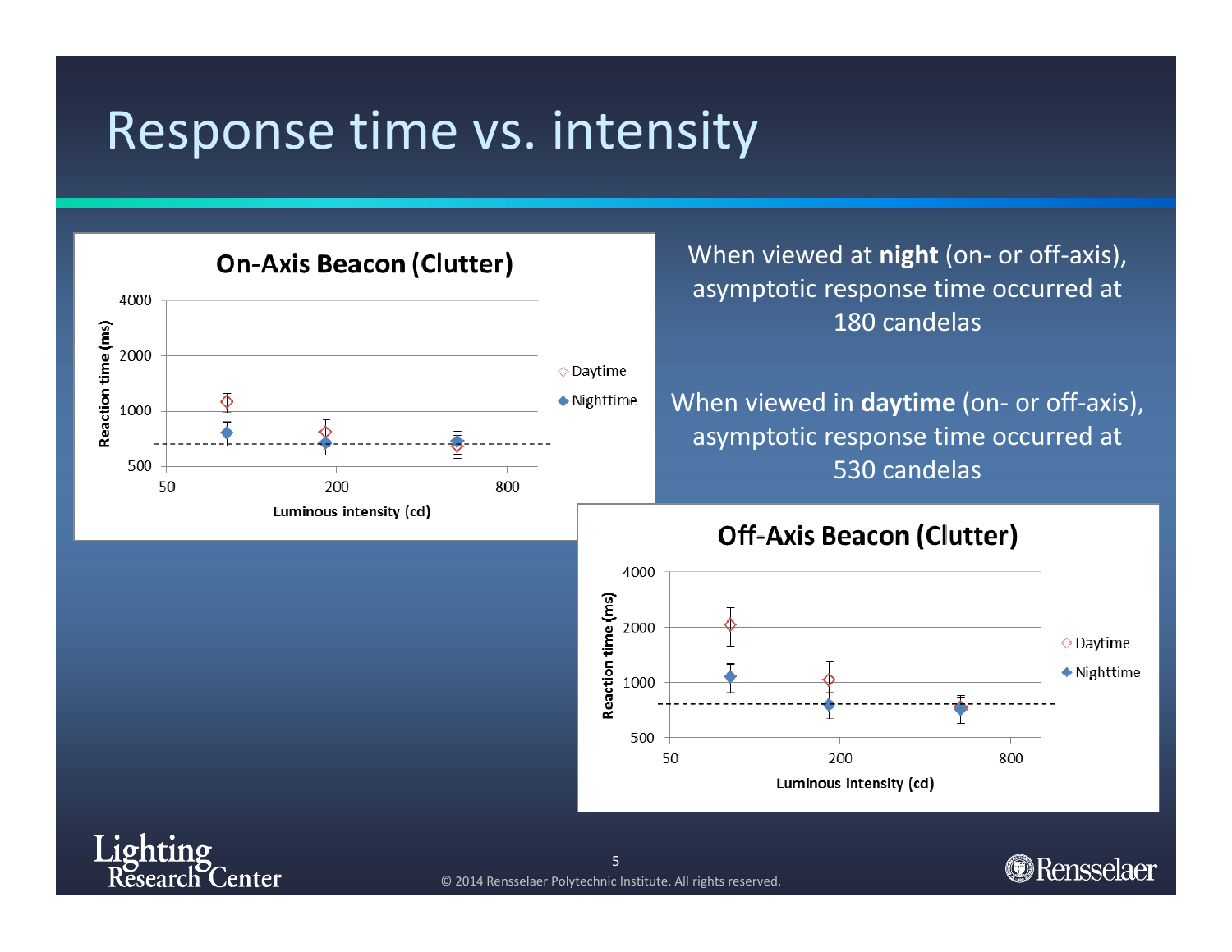# Response time vs. intensity

**On-Axis Beacon (Clutter)**

Reaction time (ms): 500, 1000, 2000, 4000

Luminous intensity (cd): 50, 200, 800

◇ Daytime
◆ Nighttime

When viewed at **night** (on- or off-axis), asymptotic response time occurred at 180 candelas

When viewed in **daytime** (on- or off-axis), asymptotic response time occurred at 530 candelas

**Off-Axis Beacon (Clutter)**

Reaction time (ms): 500, 1000, 2000, 4000

Luminous intensity (cd): 50, 200, 800

◇ Daytime
◆ Nighttime

© 2014 Rensselaer Polytechnic Institute. All rights reserved.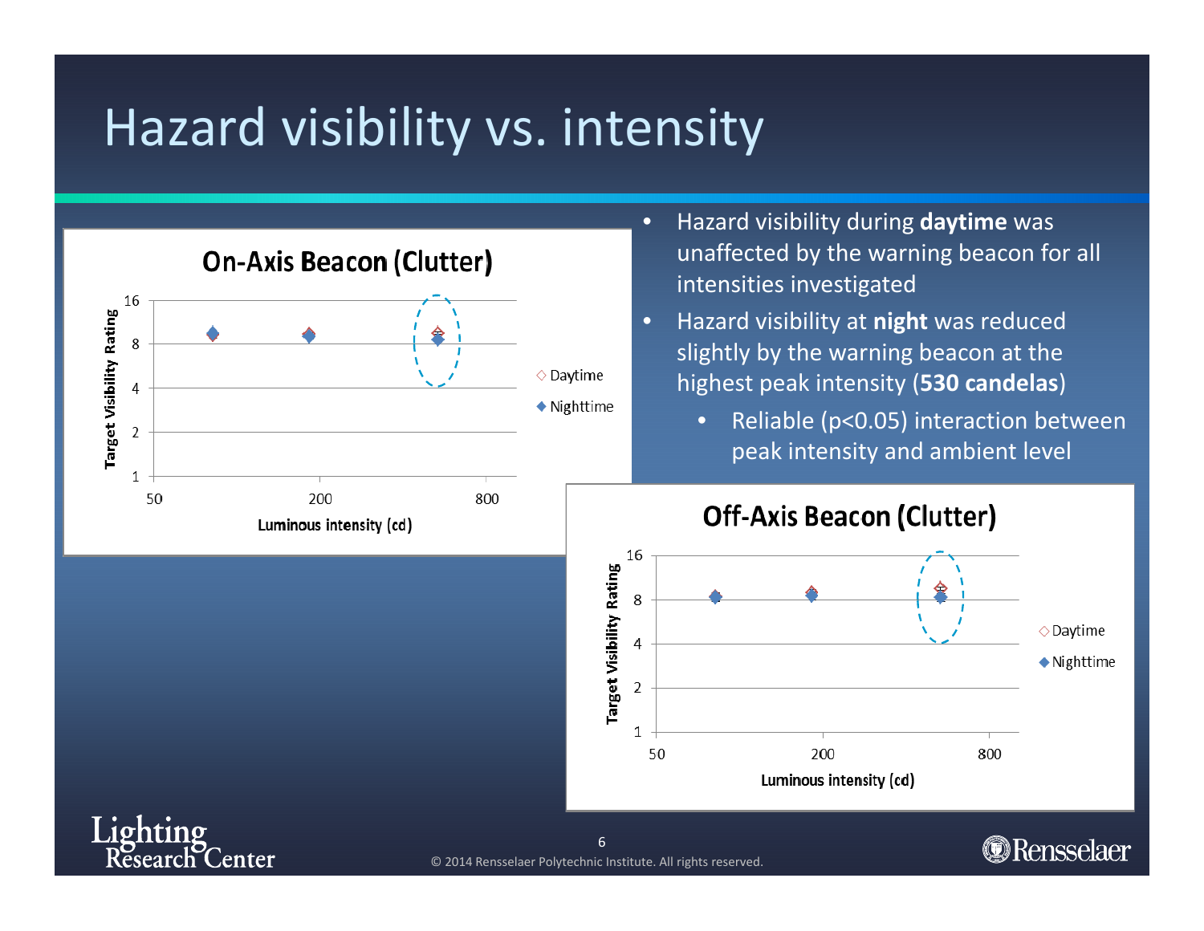# Hazard visibility vs. intensity

- Hazard visibility during **daytime** was unaffected by the warning beacon for all intensities investigated
- Hazard visibility at **night** was reduced slightly by the warning beacon at the highest peak intensity (**530 candelas**)
  - Reliable ($p<0.05$) interaction between peak intensity and ambient level

**On-Axis Beacon (Clutter)**

Target Visibility Rating (1, 2, 4, 8, 16) vs. Luminous intensity (cd) (50, 200, 800); series: Daytime, Nighttime

**Off-Axis Beacon (Clutter)**

Target Visibility Rating (1, 2, 4, 8, 16) vs. Luminous intensity (cd) (50, 200, 800); series: Daytime, Nighttime

© 2014 Rensselaer Polytechnic Institute. All rights reserved.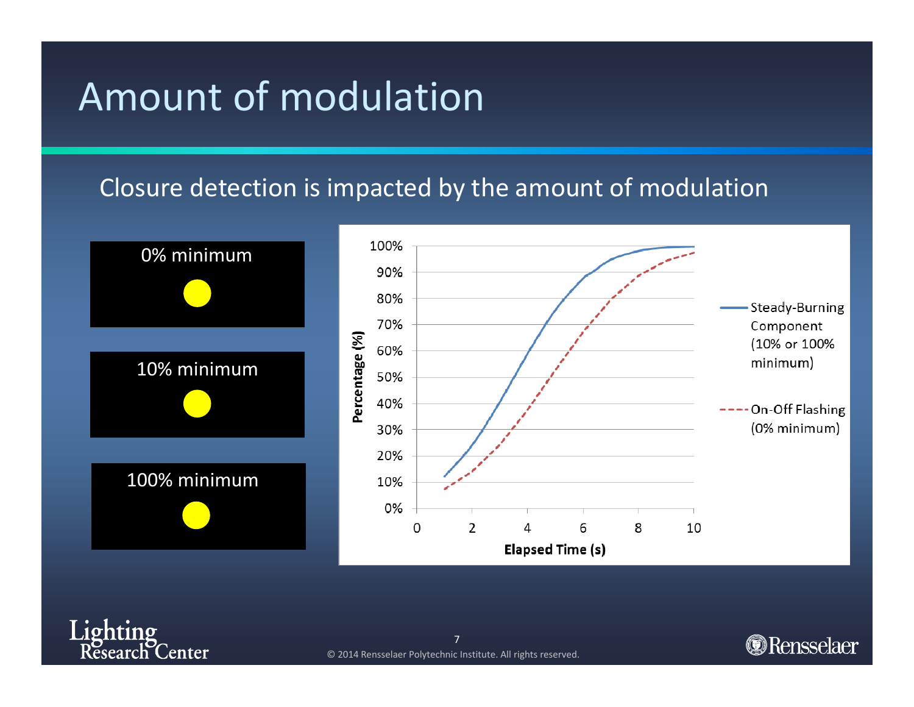# Amount of modulation

Closure detection is impacted by the amount of modulation

0% minimum

10% minimum

100% minimum

Percentage (%)

Elapsed Time (s)

Steady-Burning Component (10% or 100% minimum)

On-Off Flashing (0% minimum)

© 2014 Rensselaer Polytechnic Institute. All rights reserved.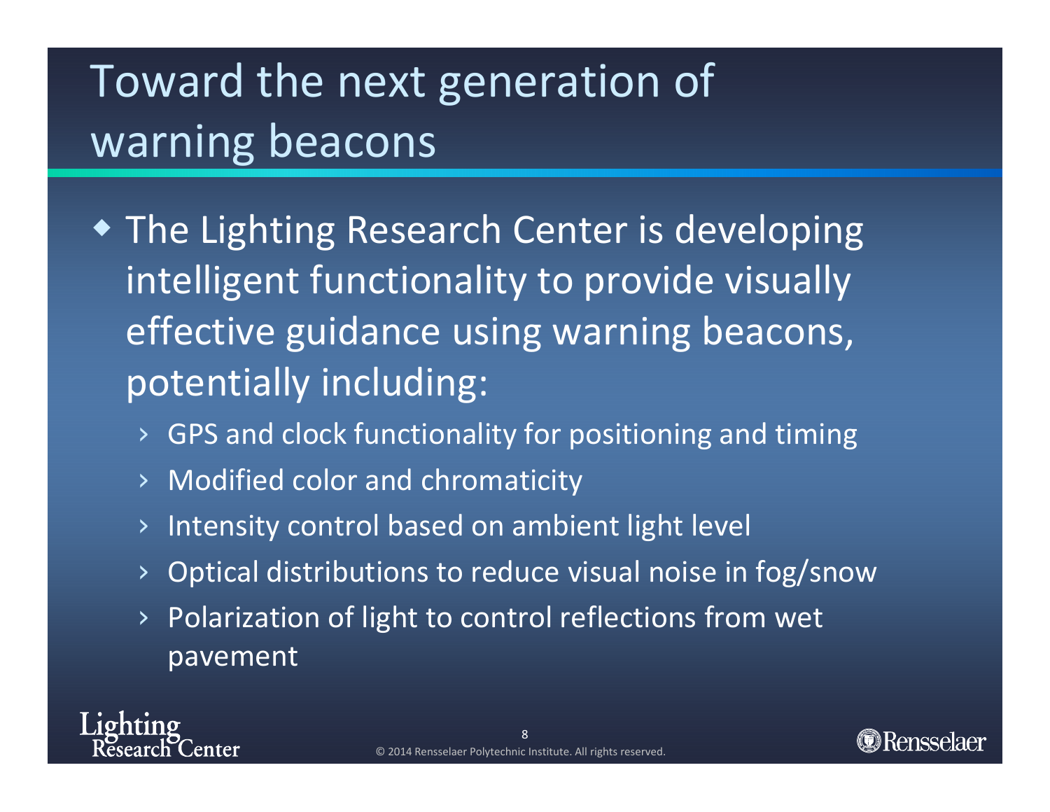# Toward the next generation of warning beacons

- The Lighting Research Center is developing intelligent functionality to provide visually effective guidance using warning beacons, potentially including:
  - GPS and clock functionality for positioning and timing
  - Modified color and chromaticity
  - Intensity control based on ambient light level
  - Optical distributions to reduce visual noise in fog/snow
  - Polarization of light to control reflections from wet pavement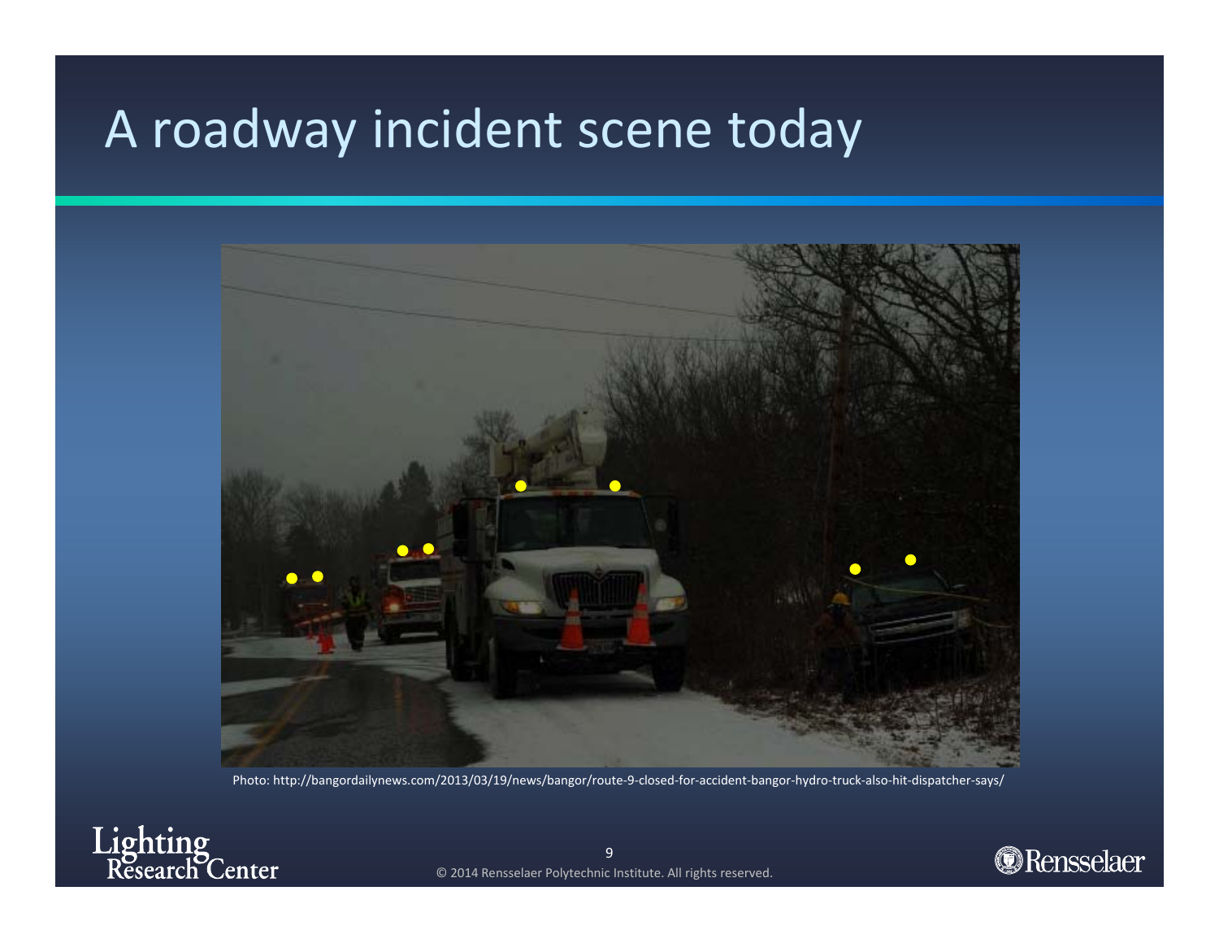# A roadway incident scene today

Photo: http://bangordailynews.com/2013/03/19/news/bangor/route-9-closed-for-accident-bangor-hydro-truck-also-hit-dispatcher-says/

© 2014 Rensselaer Polytechnic Institute. All rights reserved.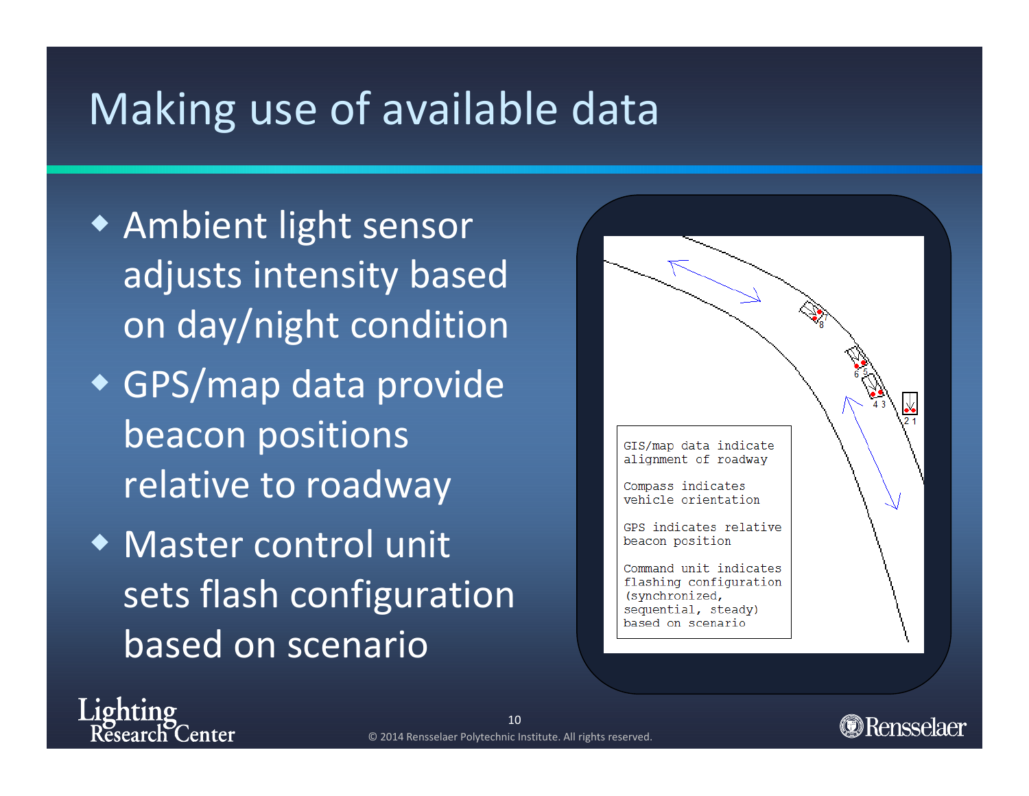# Making use of available data

- Ambient light sensor adjusts intensity based on day/night condition
- GPS/map data provide beacon positions relative to roadway
- Master control unit sets flash configuration based on scenario

GIS/map data indicate alignment of roadway

Compass indicates vehicle orientation

GPS indicates relative beacon position

Command unit indicates flashing configuration (synchronized, sequential, steady) based on scenario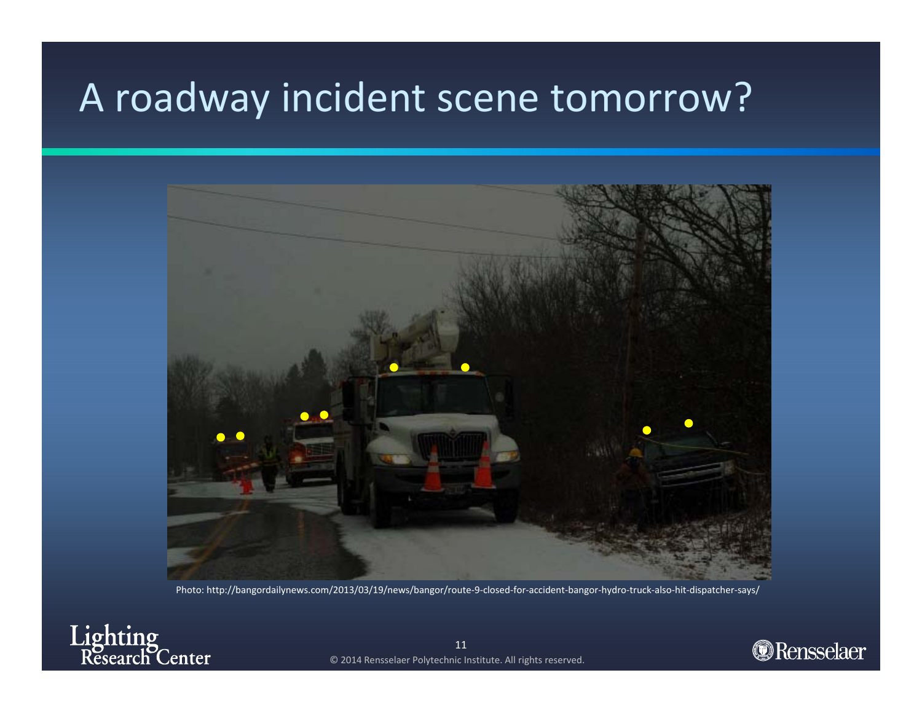# A roadway incident scene tomorrow?

Photo: http://bangordailynews.com/2013/03/19/news/bangor/route-9-closed-for-accident-bangor-hydro-truck-also-hit-dispatcher-says/

© 2014 Rensselaer Polytechnic Institute. All rights reserved.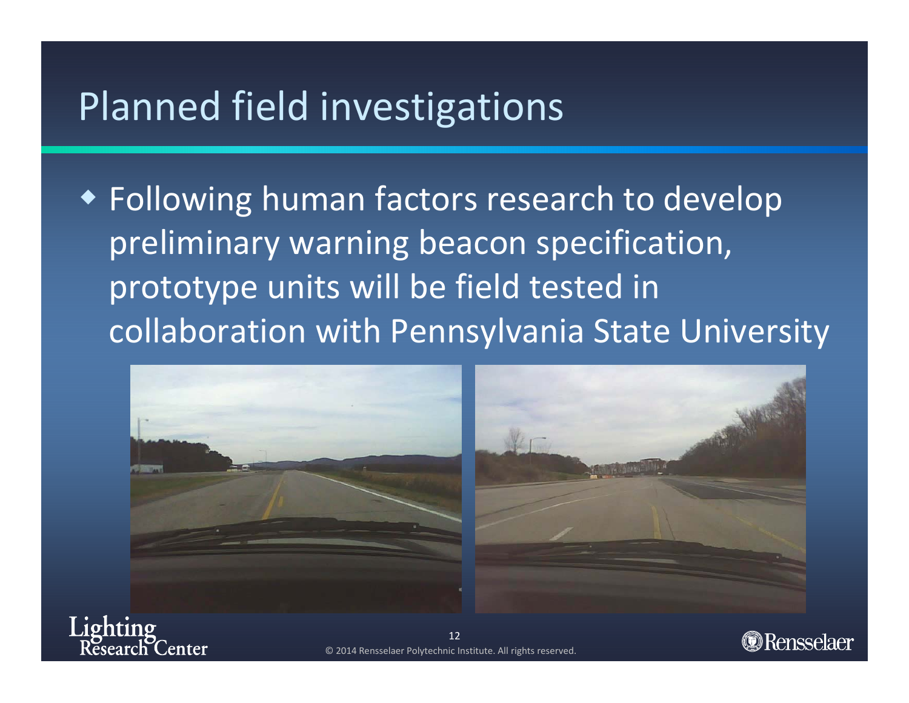# Planned field investigations

- Following human factors research to develop preliminary warning beacon specification, prototype units will be field tested in collaboration with Pennsylvania State University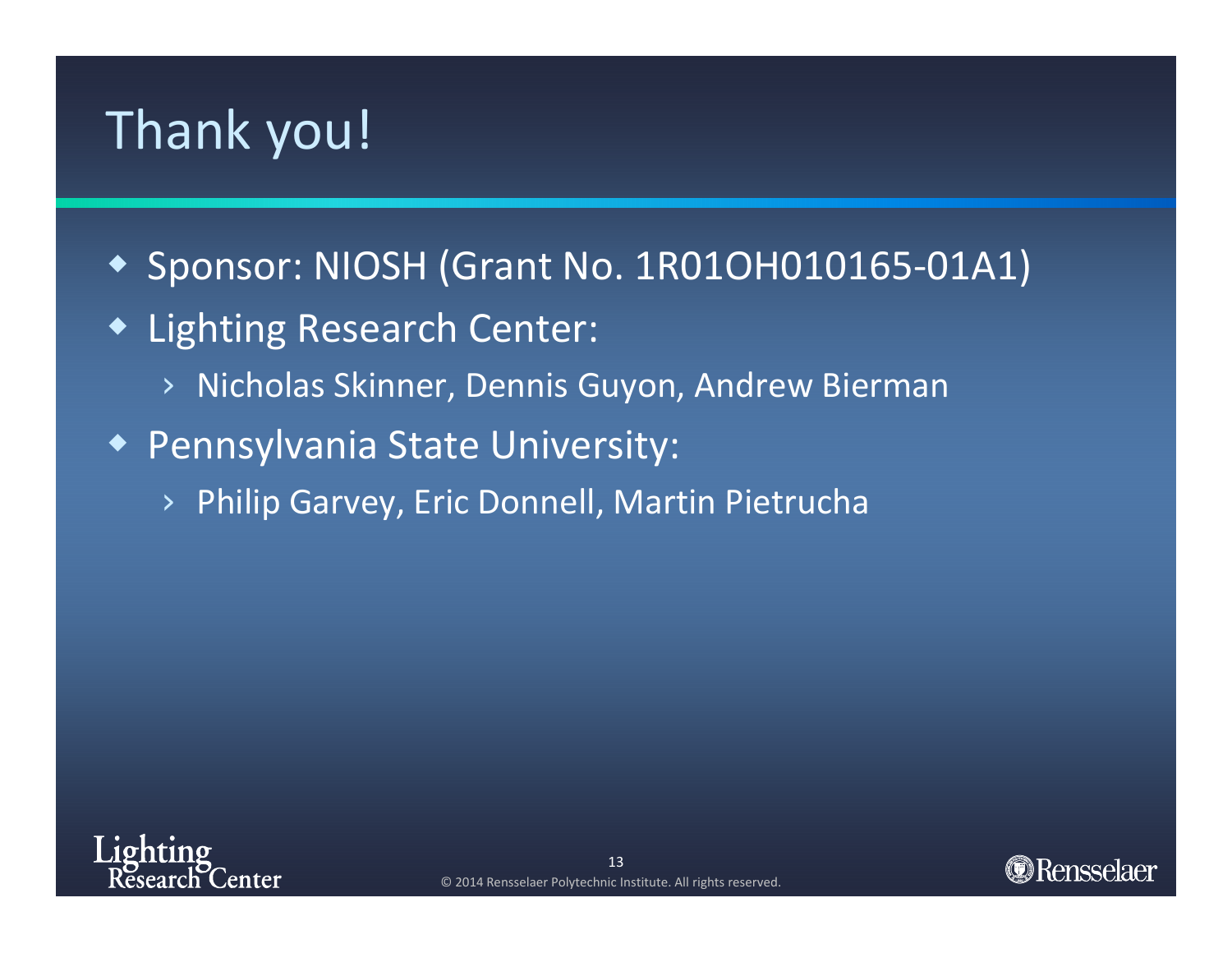# Thank you!

- Sponsor: NIOSH (Grant No. 1R01OH010165-01A1)
- Lighting Research Center:
  - Nicholas Skinner, Dennis Guyon, Andrew Bierman
- Pennsylvania State University:
  - Philip Garvey, Eric Donnell, Martin Pietrucha

© 2014 Rensselaer Polytechnic Institute. All rights reserved.